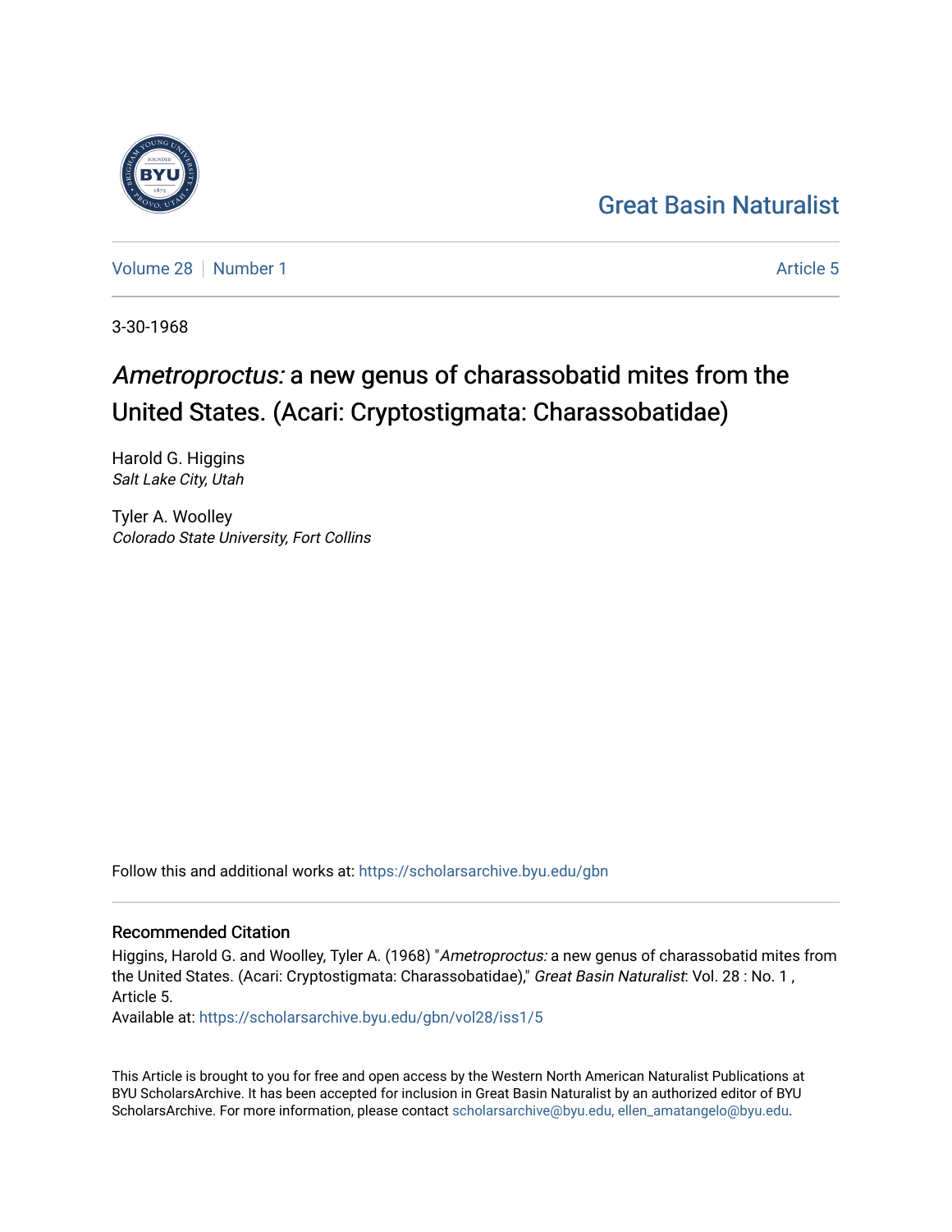Great Basin Naturalist

Volume 28 | Number 1 | Article 5

3-30-1968

# *Ametroproctus:* a new genus of charassobatid mites from the United States. (Acari: Cryptostigmata: Charassobatidae)

Harold G. Higgins
*Salt Lake City, Utah*

Tyler A. Woolley
*Colorado State University, Fort Collins*

Follow this and additional works at: https://scholarsarchive.byu.edu/gbn

## Recommended Citation

Higgins, Harold G. and Woolley, Tyler A. (1968) "*Ametroproctus:* a new genus of charassobatid mites from the United States. (Acari: Cryptostigmata: Charassobatidae)," *Great Basin Naturalist*: Vol. 28 : No. 1 , Article 5.
Available at: https://scholarsarchive.byu.edu/gbn/vol28/iss1/5

This Article is brought to you for free and open access by the Western North American Naturalist Publications at BYU ScholarsArchive. It has been accepted for inclusion in Great Basin Naturalist by an authorized editor of BYU ScholarsArchive. For more information, please contact scholarsarchive@byu.edu, ellen_amatangelo@byu.edu.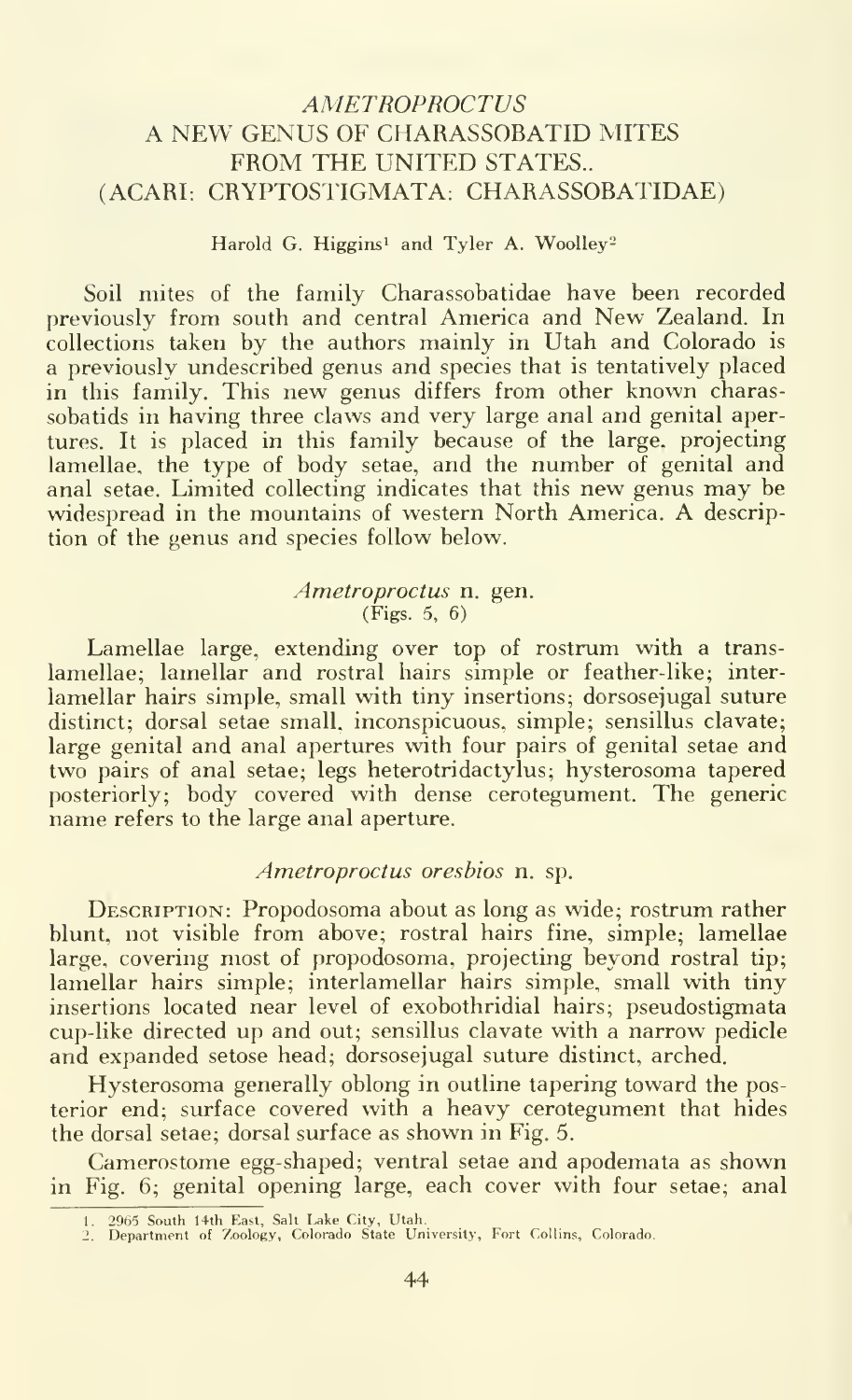## *AMETROPROCTUS* A NEW GENUS OF CHARASSOBATID MITES FROM THE UNITED STATES.. (ACARI: CRYPTOSTIGMATA: CHARASSOBATIDAE)

Harold G. Higgins[1] and Tyler A. Woolley[2]

Soil mites of the family Charassobatidae have been recorded previously from south and central America and New Zealand. In collections taken by the authors mainly in Utah and Colorado is a previously undescribed genus and species that is tentatively placed in this family. This new genus differs from other known charassobatids in having three claws and very large anal and genital apertures. It is placed in this family because of the large, projecting lamellae, the type of body setae, and the number of genital and anal setae. Limited collecting indicates that this new genus may be widespread in the mountains of western North America. A description of the genus and species follow below.

### *Ametroproctus* n. gen.
(Figs. 5, 6)

Lamellae large, extending over top of rostrum with a translamellae; lamellar and rostral hairs simple or feather-like; interlamellar hairs simple, small with tiny insertions; dorsosejugal suture distinct; dorsal setae small, inconspicuous, simple; sensillus clavate; large genital and anal apertures with four pairs of genital setae and two pairs of anal setae; legs heterotridactylus; hysterosoma tapered posteriorly; body covered with dense cerotegument. The generic name refers to the large anal aperture.

### *Ametroproctus oresbios* n. sp.

Description: Propodosoma about as long as wide; rostrum rather blunt, not visible from above; rostral hairs fine, simple; lamellae large, covering most of propodosoma, projecting beyond rostral tip; lamellar hairs simple; interlamellar hairs simple, small with tiny insertions located near level of exobothridial hairs; pseudostigmata cup-like directed up and out; sensillus clavate with a narrow pedicle and expanded setose head; dorsosejugal suture distinct, arched.

Hysterosoma generally oblong in outline tapering toward the posterior end; surface covered with a heavy cerotegument that hides the dorsal setae; dorsal surface as shown in Fig. 5.

Camerostome egg-shaped; ventral setae and apodemata as shown in Fig. 6; genital opening large, each cover with four setae; anal

[1] 2965 South 14th East, Salt Lake City, Utah.
[2] Department of Zoology, Colorado State University, Fort Collins, Colorado.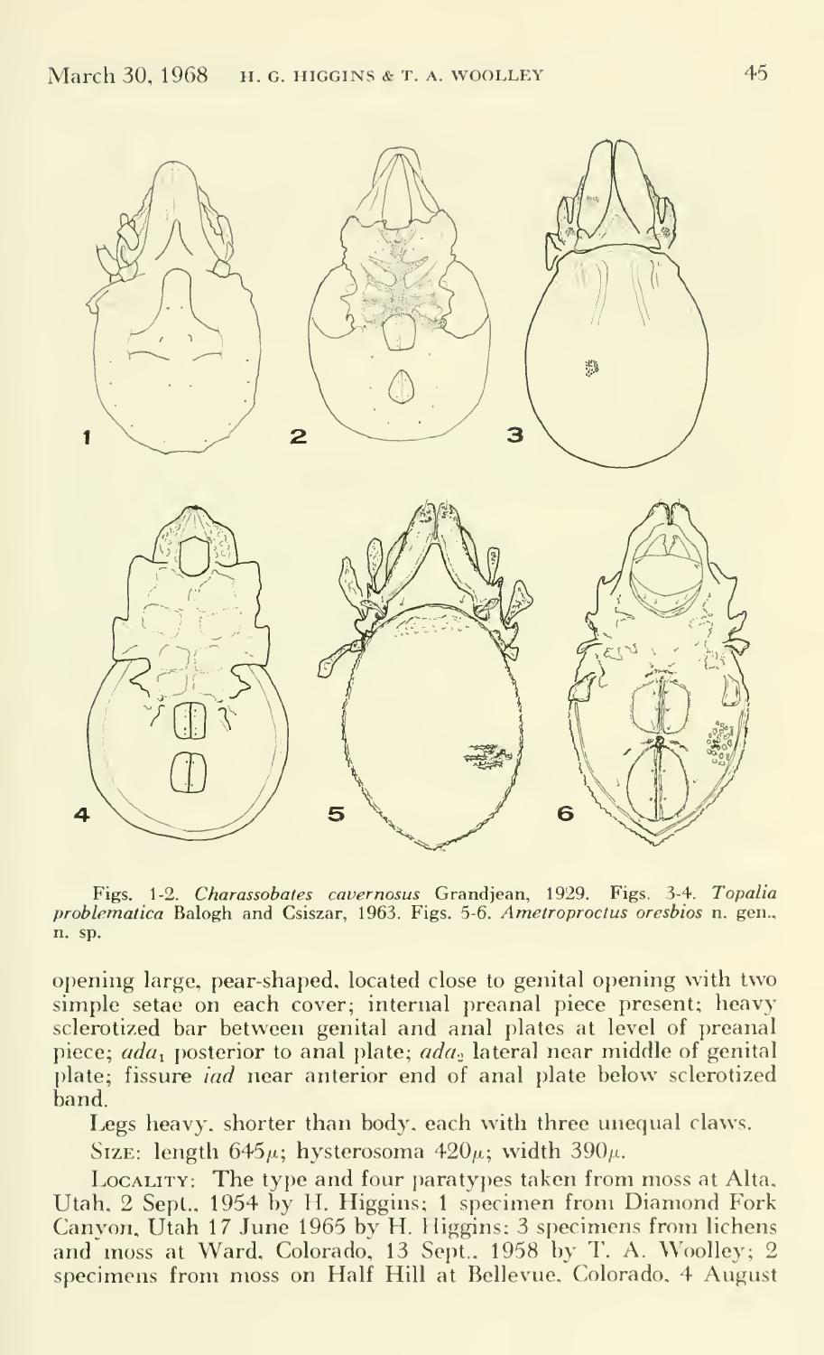Figs. 1-2. *Charassobates cavernosus* Grandjean, 1929. Figs. 3-4. *Topalia problematica* Balogh and Csiszar, 1963. Figs. 5-6. *Ametroproctus oresbios* n. gen., n. sp.

opening large, pear-shaped, located close to genital opening with two simple setae on each cover; internal preanal piece present; heavy sclerotized bar between genital and anal plates at level of preanal piece; $ada_1$ posterior to anal plate; $ada_2$ lateral near middle of genital plate; fissure *iad* near anterior end of anal plate below sclerotized band.

Legs heavy, shorter than body, each with three unequal claws.

Size: length 645$\mu$; hysterosoma 420$\mu$; width 390$\mu$.

Locality: The type and four paratypes taken from moss at Alta, Utah, 2 Sept., 1954 by H. Higgins; 1 specimen from Diamond Fork Canyon, Utah 17 June 1965 by H. Higgins; 3 specimens from lichens and moss at Ward, Colorado, 13 Sept., 1958 by T. A. Woolley; 2 specimens from moss on Half Hill at Bellevue, Colorado, 4 August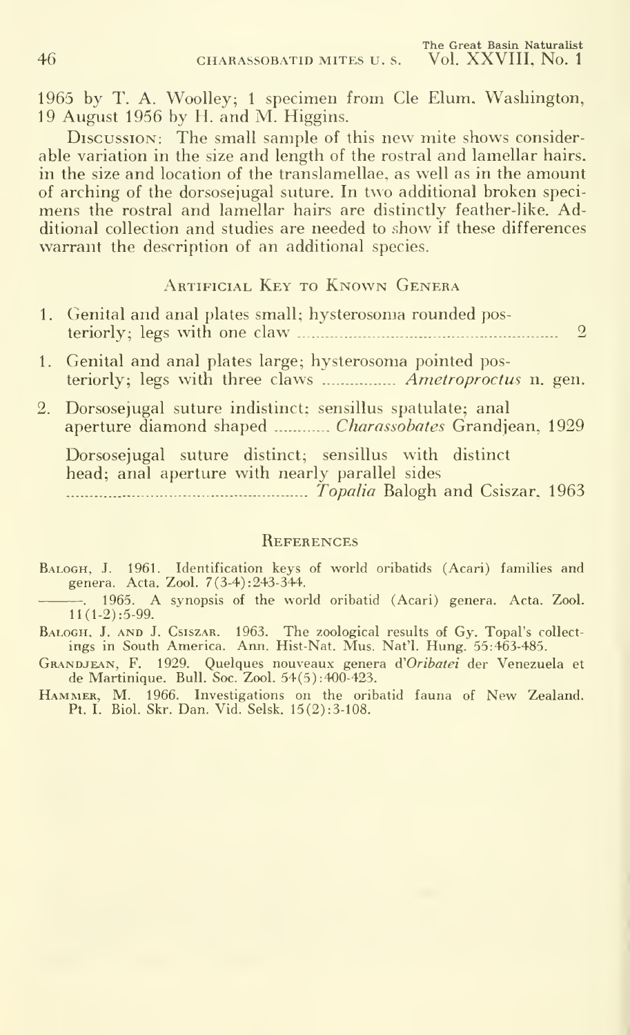1965 by T. A. Woolley; 1 specimen from Cle Elum, Washington, 19 August 1956 by H. and M. Higgins.

Discussion: The small sample of this new mite shows considerable variation in the size and length of the rostral and lamellar hairs, in the size and location of the translamellae, as well as in the amount of arching of the dorsosejugal suture. In two additional broken specimens the rostral and lamellar hairs are distinctly feather-like. Additional collection and studies are needed to show if these differences warrant the description of an additional species.

## Artificial Key to Known Genera

1. Genital and anal plates small; hysterosoma rounded posteriorly; legs with one claw .......... 2

1. Genital and anal plates large; hysterosoma pointed posteriorly; legs with three claws .......... *Ametroproctus* n. gen.

2. Dorsosejugal suture indistinct; sensillus spatulate; anal aperture diamond shaped .......... *Charassobates* Grandjean, 1929

   Dorsosejugal suture distinct; sensillus with distinct head; anal aperture with nearly parallel sides .......... *Topalia* Balogh and Csiszar, 1963

## References

Balogh, J. 1961. Identification keys of world oribatids (Acari) families and genera. Acta. Zool. 7(3-4):243-344.

———. 1965. A synopsis of the world oribatid (Acari) genera. Acta. Zool. 11(1-2):5-99.

Balogh, J. and J. Csiszar. 1963. The zoological results of Gy. Topal's collectings in South America. Ann. Hist-Nat. Mus. Nat'l. Hung. 55:463-485.

Grandjean, F. 1929. Quelques nouveaux genera d'*Oribatei* der Venezuela et de Martinique. Bull. Soc. Zool. 54(5):400-423.

Hammer, M. 1966. Investigations on the oribatid fauna of New Zealand. Pt. I. Biol. Skr. Dan. Vid. Selsk. 15(2):3-108.